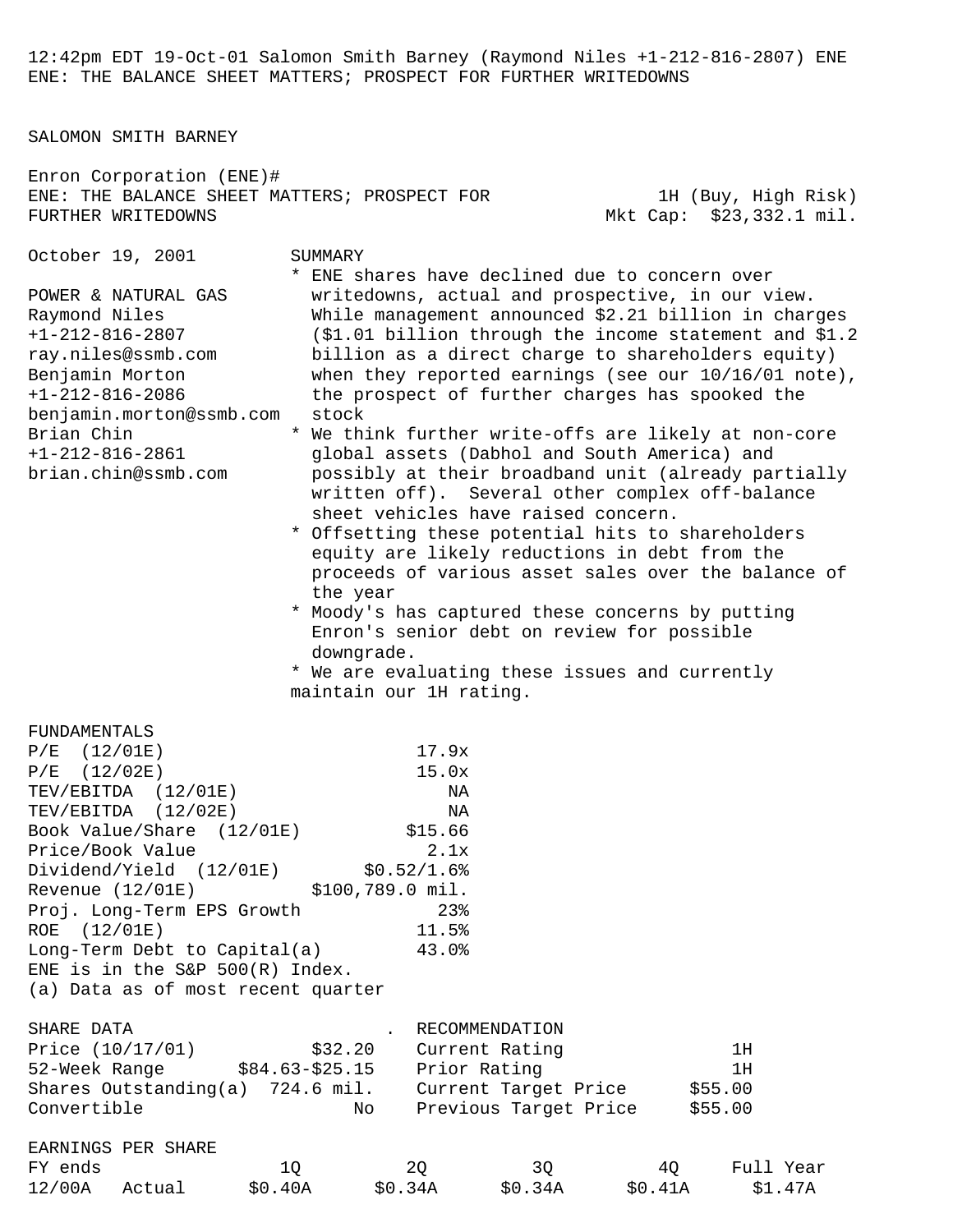12:42pm EDT 19-Oct-01 Salomon Smith Barney (Raymond Niles +1-212-816-2807) ENE
ENE: THE BALANCE SHEET MATTERS; PROSPECT FOR FURTHER WRITEDOWNS

SALOMON SMITH BARNEY

Enron Corporation (ENE)#

**ENE: THE BALANCE SHEET MATTERS; PROSPECT FOR FURTHER WRITEDOWNS**

1H (Buy, High Risk)
Mkt Cap: $23,332.1 mil.

October 19, 2001

POWER & NATURAL GAS
Raymond Niles
+1-212-816-2807
ray.niles@ssmb.com
Benjamin Morton
+1-212-816-2086
benjamin.morton@ssmb.com
Brian Chin
+1-212-816-2861
brian.chin@ssmb.com

SUMMARY

* ENE shares have declined due to concern over writedowns, actual and prospective, in our view. While management announced $2.21 billion in charges ($1.01 billion through the income statement and $1.2 billion as a direct charge to shareholders equity) when they reported earnings (see our 10/16/01 note), the prospect of further charges has spooked the stock
* We think further write-offs are likely at non-core global assets (Dabhol and South America) and possibly at their broadband unit (already partially written off). Several other complex off-balance sheet vehicles have raised concern.
* Offsetting these potential hits to shareholders equity are likely reductions in debt from the proceeds of various asset sales over the balance of the year
* Moody's has captured these concerns by putting Enron's senior debt on review for possible downgrade.
* We are evaluating these issues and currently maintain our 1H rating.

FUNDAMENTALS

| | |
|---|---|
| P/E (12/01E) | 17.9x |
| P/E (12/02E) | 15.0x |
| TEV/EBITDA (12/01E) | NA |
| TEV/EBITDA (12/02E) | NA |
| Book Value/Share (12/01E) | $15.66 |
| Price/Book Value | 2.1x |
| Dividend/Yield (12/01E) | $0.52/1.6% |
| Revenue (12/01E) | $100,789.0 mil. |
| Proj. Long-Term EPS Growth | 23% |
| ROE (12/01E) | 11.5% |
| Long-Term Debt to Capital(a) | 43.0% |

ENE is in the S&P 500(R) Index.
(a) Data as of most recent quarter

| SHARE DATA | | RECOMMENDATION | |
|---|---|---|---|
| Price (10/17/01) | $32.20 | Current Rating | 1H |
| 52-Week Range | $84.63-$25.15 | Prior Rating | 1H |
| Shares Outstanding(a) | 724.6 mil. | Current Target Price | $55.00 |
| Convertible | No | Previous Target Price | $55.00 |

EARNINGS PER SHARE

| FY ends | | 1Q | 2Q | 3Q | 4Q | Full Year |
|---|---|---|---|---|---|---|
| 12/00A | Actual | $0.40A | $0.34A | $0.34A | $0.41A | $1.47A |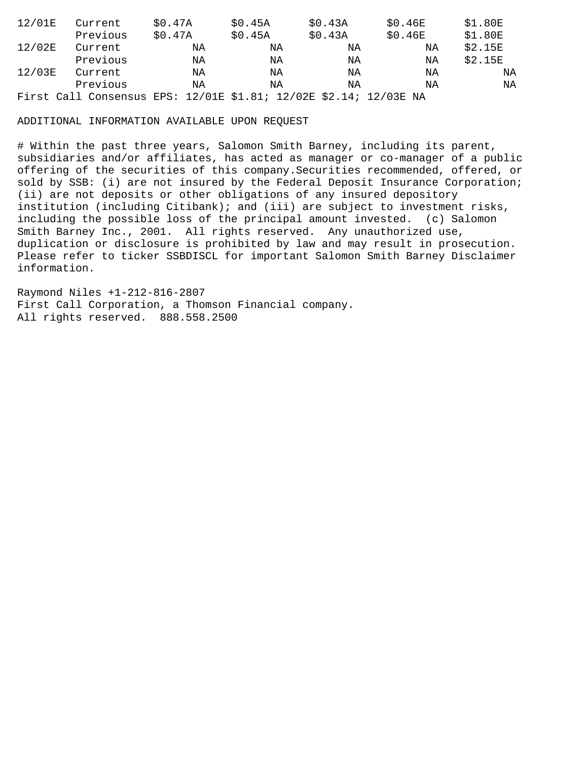| | | | | | | |
|---|---|---|---|---|---|---|
| 12/01E | Current | $0.47A | $0.45A | $0.43A | $0.46E | $1.80E |
| | Previous | $0.47A | $0.45A | $0.43A | $0.46E | $1.80E |
| 12/02E | Current | NA | NA | NA | NA | $2.15E |
| | Previous | NA | NA | NA | NA | $2.15E |
| 12/03E | Current | NA | NA | NA | NA | NA |
| | Previous | NA | NA | NA | NA | NA |

First Call Consensus EPS: 12/01E $1.81; 12/02E $2.14; 12/03E NA

ADDITIONAL INFORMATION AVAILABLE UPON REQUEST

# Within the past three years, Salomon Smith Barney, including its parent, subsidiaries and/or affiliates, has acted as manager or co-manager of a public offering of the securities of this company.Securities recommended, offered, or sold by SSB: (i) are not insured by the Federal Deposit Insurance Corporation; (ii) are not deposits or other obligations of any insured depository institution (including Citibank); and (iii) are subject to investment risks, including the possible loss of the principal amount invested. (c) Salomon Smith Barney Inc., 2001. All rights reserved. Any unauthorized use, duplication or disclosure is prohibited by law and may result in prosecution. Please refer to ticker SSBDISCL for important Salomon Smith Barney Disclaimer information.

Raymond Niles +1-212-816-2807
First Call Corporation, a Thomson Financial company.
All rights reserved. 888.558.2500